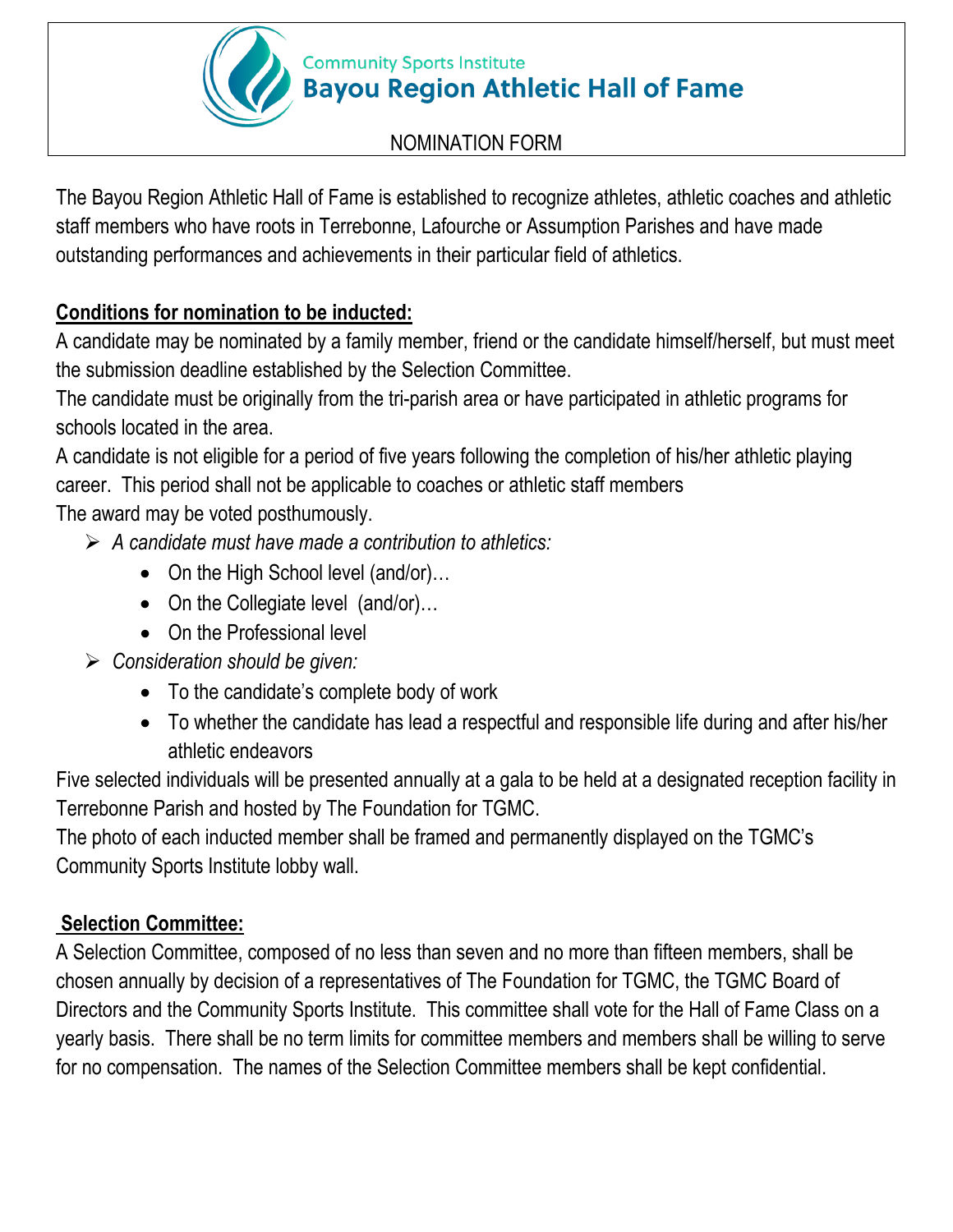Community Sports Institute

# Bayou Region Athletic Hall of Fame

NOMINATION FORM

The Bayou Region Athletic Hall of Fame is established to recognize athletes, athletic coaches and athletic staff members who have roots in Terrebonne, Lafourche or Assumption Parishes and have made outstanding performances and achievements in their particular field of athletics.

## Conditions for nomination to be inducted:

A candidate may be nominated by a family member, friend or the candidate himself/herself, but must meet the submission deadline established by the Selection Committee.
The candidate must be originally from the tri-parish area or have participated in athletic programs for schools located in the area.
A candidate is not eligible for a period of five years following the completion of his/her athletic playing career. This period shall not be applicable to coaches or athletic staff members
The award may be voted posthumously.

- *A candidate must have made a contribution to athletics:*
  - On the High School level (and/or)…
  - On the Collegiate level (and/or)…
  - On the Professional level
- *Consideration should be given:*
  - To the candidate's complete body of work
  - To whether the candidate has lead a respectful and responsible life during and after his/her athletic endeavors

Five selected individuals will be presented annually at a gala to be held at a designated reception facility in Terrebonne Parish and hosted by The Foundation for TGMC.
The photo of each inducted member shall be framed and permanently displayed on the TGMC's Community Sports Institute lobby wall.

## Selection Committee:

A Selection Committee, composed of no less than seven and no more than fifteen members, shall be chosen annually by decision of a representatives of The Foundation for TGMC, the TGMC Board of Directors and the Community Sports Institute. This committee shall vote for the Hall of Fame Class on a yearly basis. There shall be no term limits for committee members and members shall be willing to serve for no compensation. The names of the Selection Committee members shall be kept confidential.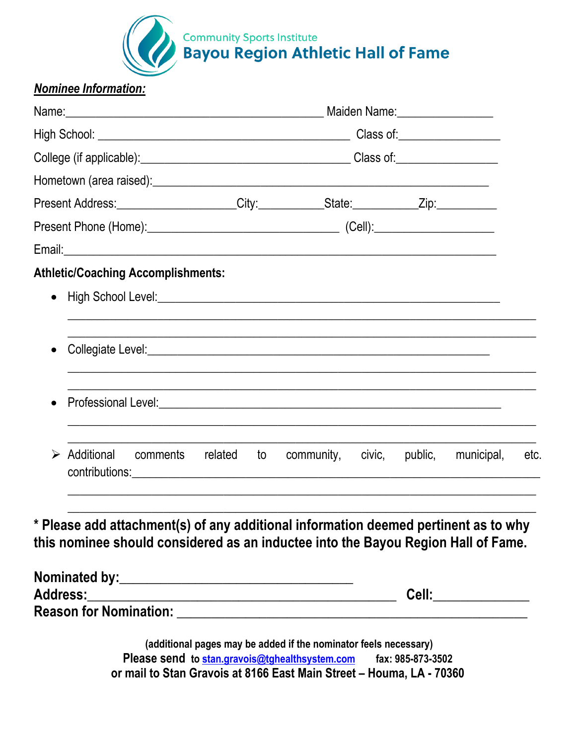Community Sports Institute

# Bayou Region Athletic Hall of Fame

***Nominee Information:***

Name:\_\_\_\_\_\_\_\_\_\_\_\_\_\_\_\_\_\_\_\_\_\_\_\_\_\_\_\_\_\_\_\_\_\_\_\_\_\_\_\_\_\_ Maiden Name:\_\_\_\_\_\_\_\_\_\_\_\_\_\_\_\_

High School: \_\_\_\_\_\_\_\_\_\_\_\_\_\_\_\_\_\_\_\_\_\_\_\_\_\_\_\_\_\_\_\_\_\_\_\_\_\_\_\_\_ Class of:\_\_\_\_\_\_\_\_\_\_\_\_\_\_\_\_\_

College (if applicable):\_\_\_\_\_\_\_\_\_\_\_\_\_\_\_\_\_\_\_\_\_\_\_\_\_\_\_\_\_\_\_\_\_\_\_ Class of:\_\_\_\_\_\_\_\_\_\_\_\_\_\_\_\_\_

Hometown (area raised):\_\_\_\_\_\_\_\_\_\_\_\_\_\_\_\_\_\_\_\_\_\_\_\_\_\_\_\_\_\_\_\_\_\_\_\_\_\_\_\_\_\_\_\_\_\_\_\_\_\_\_\_\_\_

Present Address:\_\_\_\_\_\_\_\_\_\_\_\_\_\_\_\_\_\_\_\_City:\_\_\_\_\_\_\_\_\_\_\_State:\_\_\_\_\_\_\_\_\_\_\_Zip:\_\_\_\_\_\_\_\_\_\_

Present Phone (Home):\_\_\_\_\_\_\_\_\_\_\_\_\_\_\_\_\_\_\_\_\_\_\_\_\_\_\_\_\_\_\_\_ (Cell):\_\_\_\_\_\_\_\_\_\_\_\_\_\_\_\_\_\_\_\_

Email:\_\_\_\_\_\_\_\_\_\_\_\_\_\_\_\_\_\_\_\_\_\_\_\_\_\_\_\_\_\_\_\_\_\_\_\_\_\_\_\_\_\_\_\_\_\_\_\_\_\_\_\_\_\_\_\_\_\_\_\_\_\_\_\_\_\_\_\_\_\_

**Athletic/Coaching Accomplishments:**

- High School Level:\_\_\_\_\_\_\_\_\_\_\_\_\_\_\_\_\_\_\_\_\_\_\_\_\_\_\_\_\_\_\_\_\_\_\_\_\_\_\_\_\_\_\_\_\_\_\_\_\_\_\_\_\_\_
  \_\_\_\_\_\_\_\_\_\_\_\_\_\_\_\_\_\_\_\_\_\_\_\_\_\_\_\_\_\_\_\_\_\_\_\_\_\_\_\_\_\_\_\_\_\_\_\_\_\_\_\_\_\_\_\_\_\_\_\_\_\_\_\_\_\_\_\_\_\_\_\_\_\_\_\_
  \_\_\_\_\_\_\_\_\_\_\_\_\_\_\_\_\_\_\_\_\_\_\_\_\_\_\_\_\_\_\_\_\_\_\_\_\_\_\_\_\_\_\_\_\_\_\_\_\_\_\_\_\_\_\_\_\_\_\_\_\_\_\_\_\_\_\_\_\_\_\_\_\_\_\_\_
- Collegiate Level:\_\_\_\_\_\_\_\_\_\_\_\_\_\_\_\_\_\_\_\_\_\_\_\_\_\_\_\_\_\_\_\_\_\_\_\_\_\_\_\_\_\_\_\_\_\_\_\_\_\_\_\_\_\_
  \_\_\_\_\_\_\_\_\_\_\_\_\_\_\_\_\_\_\_\_\_\_\_\_\_\_\_\_\_\_\_\_\_\_\_\_\_\_\_\_\_\_\_\_\_\_\_\_\_\_\_\_\_\_\_\_\_\_\_\_\_\_\_\_\_\_\_\_\_\_\_\_\_\_\_\_
  \_\_\_\_\_\_\_\_\_\_\_\_\_\_\_\_\_\_\_\_\_\_\_\_\_\_\_\_\_\_\_\_\_\_\_\_\_\_\_\_\_\_\_\_\_\_\_\_\_\_\_\_\_\_\_\_\_\_\_\_\_\_\_\_\_\_\_\_\_\_\_\_\_\_\_\_
- Professional Level:\_\_\_\_\_\_\_\_\_\_\_\_\_\_\_\_\_\_\_\_\_\_\_\_\_\_\_\_\_\_\_\_\_\_\_\_\_\_\_\_\_\_\_\_\_\_\_\_\_\_\_\_\_\_
  \_\_\_\_\_\_\_\_\_\_\_\_\_\_\_\_\_\_\_\_\_\_\_\_\_\_\_\_\_\_\_\_\_\_\_\_\_\_\_\_\_\_\_\_\_\_\_\_\_\_\_\_\_\_\_\_\_\_\_\_\_\_\_\_\_\_\_\_\_\_\_\_\_\_\_\_
  \_\_\_\_\_\_\_\_\_\_\_\_\_\_\_\_\_\_\_\_\_\_\_\_\_\_\_\_\_\_\_\_\_\_\_\_\_\_\_\_\_\_\_\_\_\_\_\_\_\_\_\_\_\_\_\_\_\_\_\_\_\_\_\_\_\_\_\_\_\_\_\_\_\_\_\_
- Additional comments related to community, civic, public, municipal, etc. contributions:\_\_\_\_\_\_\_\_\_\_\_\_\_\_\_\_\_\_\_\_\_\_\_\_\_\_\_\_\_\_\_\_\_\_\_\_\_\_\_\_\_\_\_\_\_\_\_\_\_\_\_\_\_\_\_\_\_\_\_\_\_\_\_
  \_\_\_\_\_\_\_\_\_\_\_\_\_\_\_\_\_\_\_\_\_\_\_\_\_\_\_\_\_\_\_\_\_\_\_\_\_\_\_\_\_\_\_\_\_\_\_\_\_\_\_\_\_\_\_\_\_\_\_\_\_\_\_\_\_\_\_\_\_\_\_\_\_\_\_\_
  \_\_\_\_\_\_\_\_\_\_\_\_\_\_\_\_\_\_\_\_\_\_\_\_\_\_\_\_\_\_\_\_\_\_\_\_\_\_\_\_\_\_\_\_\_\_\_\_\_\_\_\_\_\_\_\_\_\_\_\_\_\_\_\_\_\_\_\_\_\_\_\_\_\_\_\_

**\* Please add attachment(s) of any additional information deemed pertinent as to why this nominee should considered as an inductee into the Bayou Region Hall of Fame.**

**Nominated by:**\_\_\_\_\_\_\_\_\_\_\_\_\_\_\_\_\_\_\_\_\_\_\_\_\_\_\_\_\_\_\_\_\_\_\_\_

**Address:**\_\_\_\_\_\_\_\_\_\_\_\_\_\_\_\_\_\_\_\_\_\_\_\_\_\_\_\_\_\_\_\_\_\_\_\_\_\_\_\_\_\_\_\_\_\_\_ **Cell:**\_\_\_\_\_\_\_\_\_\_\_\_\_\_\_

**Reason for Nomination:** \_\_\_\_\_\_\_\_\_\_\_\_\_\_\_\_\_\_\_\_\_\_\_\_\_\_\_\_\_\_\_\_\_\_\_\_\_\_\_\_\_\_\_\_\_\_\_\_\_\_\_\_\_\_

**(additional pages may be added if the nominator feels necessary)**

**Please send to stan.gravois@tghealthsystem.com fax: 985-873-3502**

**or mail to Stan Gravois at 8166 East Main Street – Houma, LA - 70360**